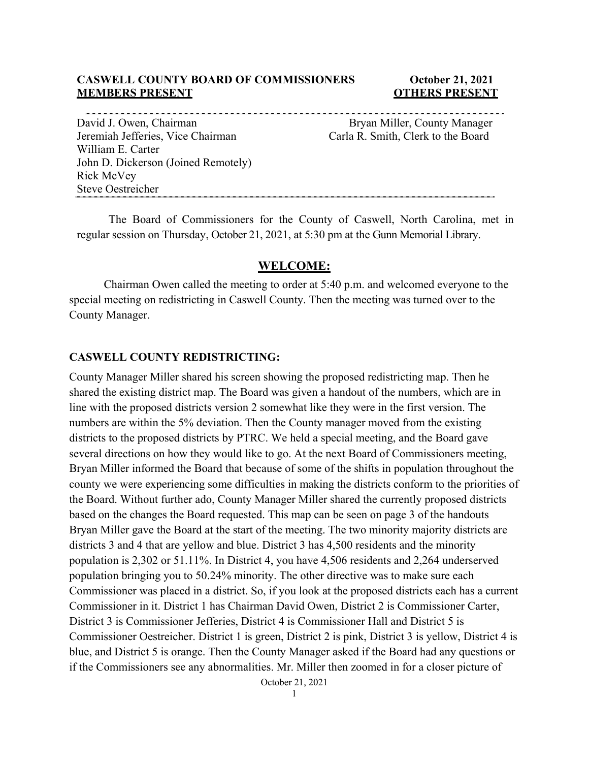**CASWELL COUNTY BOARD OF COMMISSIONERS** **October 21, 2021**

| **MEMBERS PRESENT** | **OTHERS PRESENT** |
| --- | --- |
| David J. Owen, Chairman | Bryan Miller, County Manager |
| Jeremiah Jefferies, Vice Chairman | Carla R. Smith, Clerk to the Board |
| William E. Carter | |
| John D. Dickerson (Joined Remotely) | |
| Rick McVey | |
| Steve Oestreicher | |

The Board of Commissioners for the County of Caswell, North Carolina, met in regular session on Thursday, October 21, 2021, at 5:30 pm at the Gunn Memorial Library.

## WELCOME:

Chairman Owen called the meeting to order at 5:40 p.m. and welcomed everyone to the special meeting on redistricting in Caswell County. Then the meeting was turned over to the County Manager.

### CASWELL COUNTY REDISTRICTING:

County Manager Miller shared his screen showing the proposed redistricting map. Then he shared the existing district map. The Board was given a handout of the numbers, which are in line with the proposed districts version 2 somewhat like they were in the first version. The numbers are within the 5% deviation. Then the County manager moved from the existing districts to the proposed districts by PTRC. We held a special meeting, and the Board gave several directions on how they would like to go. At the next Board of Commissioners meeting, Bryan Miller informed the Board that because of some of the shifts in population throughout the county we were experiencing some difficulties in making the districts conform to the priorities of the Board. Without further ado, County Manager Miller shared the currently proposed districts based on the changes the Board requested. This map can be seen on page 3 of the handouts Bryan Miller gave the Board at the start of the meeting. The two minority majority districts are districts 3 and 4 that are yellow and blue. District 3 has 4,500 residents and the minority population is 2,302 or 51.11%. In District 4, you have 4,506 residents and 2,264 underserved population bringing you to 50.24% minority. The other directive was to make sure each Commissioner was placed in a district. So, if you look at the proposed districts each has a current Commissioner in it. District 1 has Chairman David Owen, District 2 is Commissioner Carter, District 3 is Commissioner Jefferies, District 4 is Commissioner Hall and District 5 is Commissioner Oestreicher. District 1 is green, District 2 is pink, District 3 is yellow, District 4 is blue, and District 5 is orange. Then the County Manager asked if the Board had any questions or if the Commissioners see any abnormalities. Mr. Miller then zoomed in for a closer picture of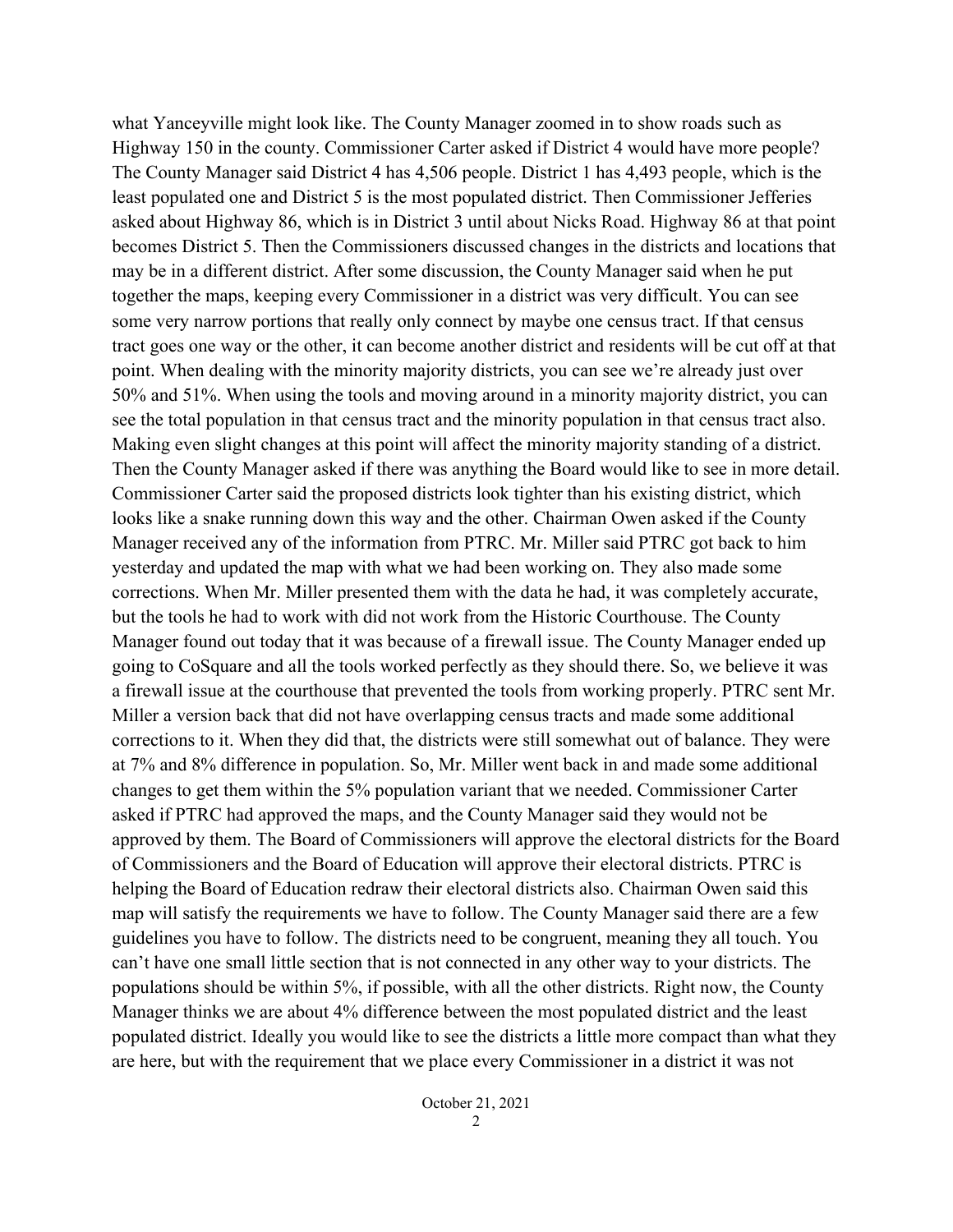what Yanceyville might look like. The County Manager zoomed in to show roads such as Highway 150 in the county. Commissioner Carter asked if District 4 would have more people? The County Manager said District 4 has 4,506 people. District 1 has 4,493 people, which is the least populated one and District 5 is the most populated district. Then Commissioner Jefferies asked about Highway 86, which is in District 3 until about Nicks Road. Highway 86 at that point becomes District 5. Then the Commissioners discussed changes in the districts and locations that may be in a different district. After some discussion, the County Manager said when he put together the maps, keeping every Commissioner in a district was very difficult. You can see some very narrow portions that really only connect by maybe one census tract. If that census tract goes one way or the other, it can become another district and residents will be cut off at that point. When dealing with the minority majority districts, you can see we're already just over 50% and 51%. When using the tools and moving around in a minority majority district, you can see the total population in that census tract and the minority population in that census tract also. Making even slight changes at this point will affect the minority majority standing of a district. Then the County Manager asked if there was anything the Board would like to see in more detail. Commissioner Carter said the proposed districts look tighter than his existing district, which looks like a snake running down this way and the other. Chairman Owen asked if the County Manager received any of the information from PTRC. Mr. Miller said PTRC got back to him yesterday and updated the map with what we had been working on. They also made some corrections. When Mr. Miller presented them with the data he had, it was completely accurate, but the tools he had to work with did not work from the Historic Courthouse. The County Manager found out today that it was because of a firewall issue. The County Manager ended up going to CoSquare and all the tools worked perfectly as they should there. So, we believe it was a firewall issue at the courthouse that prevented the tools from working properly. PTRC sent Mr. Miller a version back that did not have overlapping census tracts and made some additional corrections to it. When they did that, the districts were still somewhat out of balance. They were at 7% and 8% difference in population. So, Mr. Miller went back in and made some additional changes to get them within the 5% population variant that we needed. Commissioner Carter asked if PTRC had approved the maps, and the County Manager said they would not be approved by them. The Board of Commissioners will approve the electoral districts for the Board of Commissioners and the Board of Education will approve their electoral districts. PTRC is helping the Board of Education redraw their electoral districts also. Chairman Owen said this map will satisfy the requirements we have to follow. The County Manager said there are a few guidelines you have to follow. The districts need to be congruent, meaning they all touch. You can't have one small little section that is not connected in any other way to your districts. The populations should be within 5%, if possible, with all the other districts. Right now, the County Manager thinks we are about 4% difference between the most populated district and the least populated district. Ideally you would like to see the districts a little more compact than what they are here, but with the requirement that we place every Commissioner in a district it was not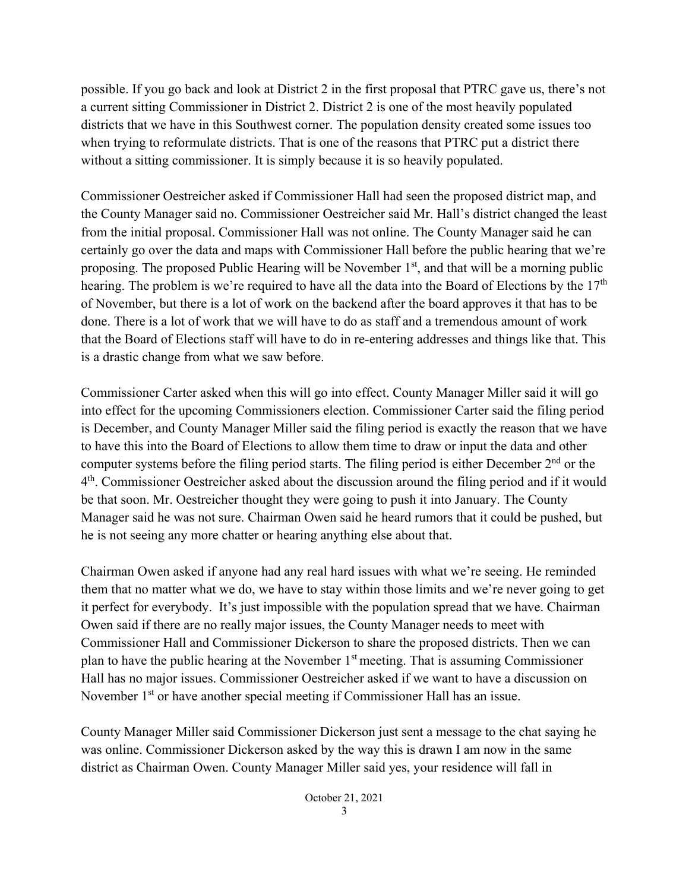possible. If you go back and look at District 2 in the first proposal that PTRC gave us, there's not a current sitting Commissioner in District 2. District 2 is one of the most heavily populated districts that we have in this Southwest corner. The population density created some issues too when trying to reformulate districts. That is one of the reasons that PTRC put a district there without a sitting commissioner. It is simply because it is so heavily populated.

Commissioner Oestreicher asked if Commissioner Hall had seen the proposed district map, and the County Manager said no. Commissioner Oestreicher said Mr. Hall's district changed the least from the initial proposal. Commissioner Hall was not online. The County Manager said he can certainly go over the data and maps with Commissioner Hall before the public hearing that we're proposing. The proposed Public Hearing will be November 1st, and that will be a morning public hearing. The problem is we're required to have all the data into the Board of Elections by the 17th of November, but there is a lot of work on the backend after the board approves it that has to be done. There is a lot of work that we will have to do as staff and a tremendous amount of work that the Board of Elections staff will have to do in re-entering addresses and things like that. This is a drastic change from what we saw before.

Commissioner Carter asked when this will go into effect. County Manager Miller said it will go into effect for the upcoming Commissioners election. Commissioner Carter said the filing period is December, and County Manager Miller said the filing period is exactly the reason that we have to have this into the Board of Elections to allow them time to draw or input the data and other computer systems before the filing period starts. The filing period is either December 2nd or the 4th. Commissioner Oestreicher asked about the discussion around the filing period and if it would be that soon. Mr. Oestreicher thought they were going to push it into January. The County Manager said he was not sure. Chairman Owen said he heard rumors that it could be pushed, but he is not seeing any more chatter or hearing anything else about that.

Chairman Owen asked if anyone had any real hard issues with what we're seeing. He reminded them that no matter what we do, we have to stay within those limits and we're never going to get it perfect for everybody. It's just impossible with the population spread that we have. Chairman Owen said if there are no really major issues, the County Manager needs to meet with Commissioner Hall and Commissioner Dickerson to share the proposed districts. Then we can plan to have the public hearing at the November 1st meeting. That is assuming Commissioner Hall has no major issues. Commissioner Oestreicher asked if we want to have a discussion on November 1st or have another special meeting if Commissioner Hall has an issue.

County Manager Miller said Commissioner Dickerson just sent a message to the chat saying he was online. Commissioner Dickerson asked by the way this is drawn I am now in the same district as Chairman Owen. County Manager Miller said yes, your residence will fall in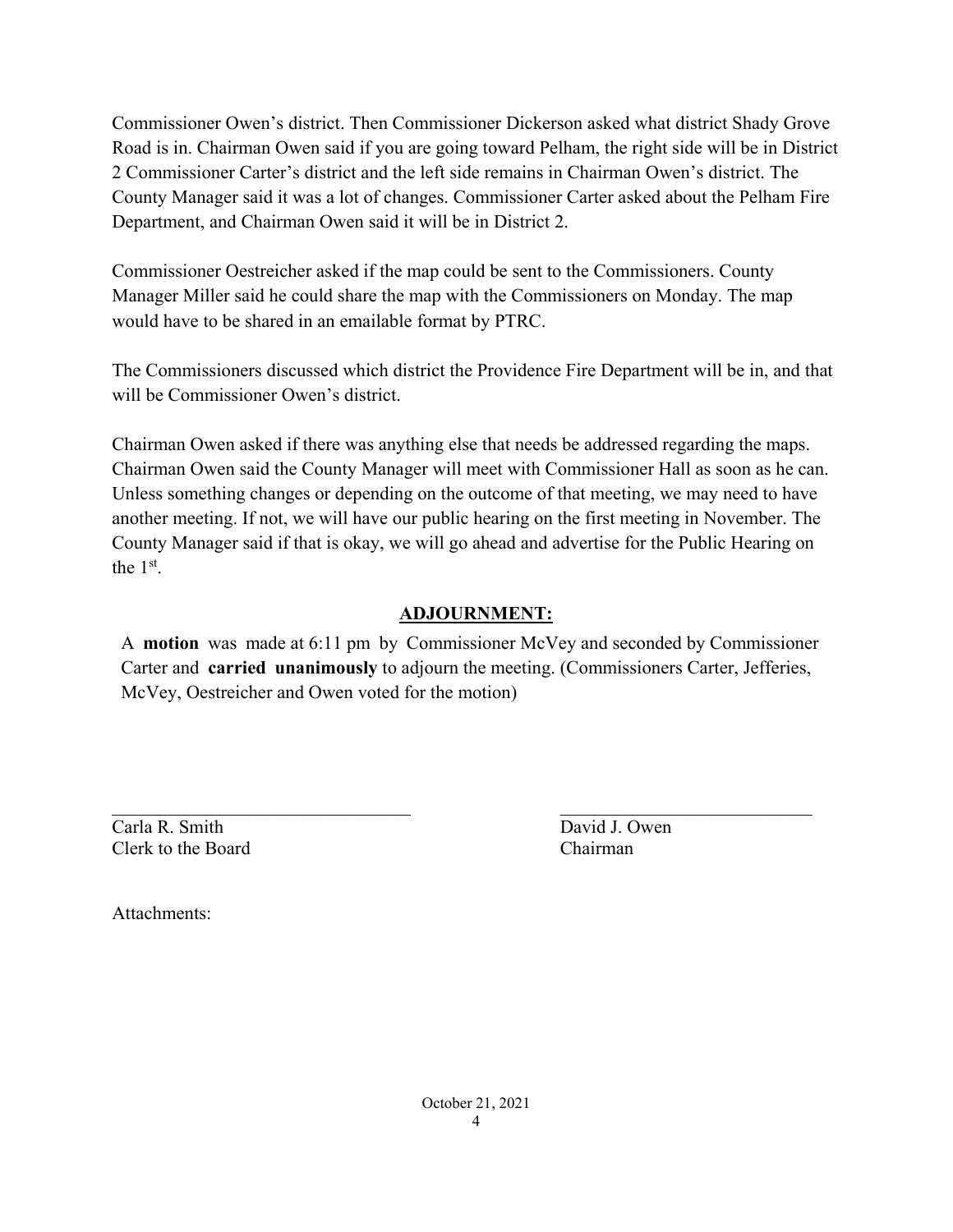Commissioner Owen's district. Then Commissioner Dickerson asked what district Shady Grove Road is in. Chairman Owen said if you are going toward Pelham, the right side will be in District 2 Commissioner Carter's district and the left side remains in Chairman Owen's district. The County Manager said it was a lot of changes. Commissioner Carter asked about the Pelham Fire Department, and Chairman Owen said it will be in District 2.

Commissioner Oestreicher asked if the map could be sent to the Commissioners. County Manager Miller said he could share the map with the Commissioners on Monday. The map would have to be shared in an emailable format by PTRC.

The Commissioners discussed which district the Providence Fire Department will be in, and that will be Commissioner Owen's district.

Chairman Owen asked if there was anything else that needs be addressed regarding the maps. Chairman Owen said the County Manager will meet with Commissioner Hall as soon as he can. Unless something changes or depending on the outcome of that meeting, we may need to have another meeting. If not, we will have our public hearing on the first meeting in November. The County Manager said if that is okay, we will go ahead and advertise for the Public Hearing on the 1st.

## ADJOURNMENT:

A **motion** was made at 6:11 pm by Commissioner McVey and seconded by Commissioner Carter and **carried unanimously** to adjourn the meeting. (Commissioners Carter, Jefferies, McVey, Oestreicher and Owen voted for the motion)

\_\_\_\_\_\_\_\_\_\_\_\_\_\_\_\_\_\_\_\_\_\_\_\_\_\_\_\_\_\_\_\_
Carla R. Smith
Clerk to the Board

\_\_\_\_\_\_\_\_\_\_\_\_\_\_\_\_\_\_\_\_\_\_\_\_\_\_\_\_\_\_\_\_
David J. Owen
Chairman

Attachments: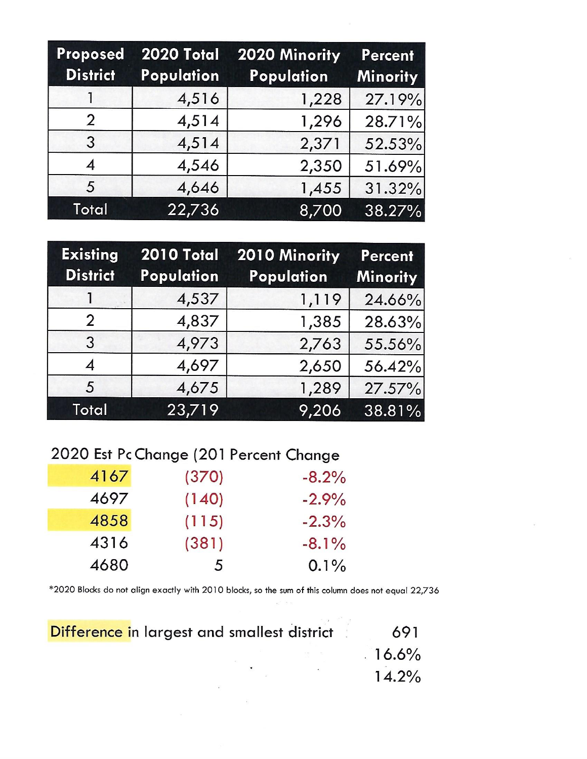| Proposed District | 2020 Total Population | 2020 Minority Population | Percent Minority |
|---|---|---|---|
| 1 | 4,516 | 1,228 | 27.19% |
| 2 | 4,514 | 1,296 | 28.71% |
| 3 | 4,514 | 2,371 | 52.53% |
| 4 | 4,546 | 2,350 | 51.69% |
| 5 | 4,646 | 1,455 | 31.32% |
| Total | 22,736 | 8,700 | 38.27% |

| Existing District | 2010 Total Population | 2010 Minority Population | Percent Minority |
|---|---|---|---|
| 1 | 4,537 | 1,119 | 24.66% |
| 2 | 4,837 | 1,385 | 28.63% |
| 3 | 4,973 | 2,763 | 55.56% |
| 4 | 4,697 | 2,650 | 56.42% |
| 5 | 4,675 | 1,289 | 27.57% |
| Total | 23,719 | 9,206 | 38.81% |

| 2020 Est Pc | Change (201 | Percent Change |
|---|---|---|
| 4167 | (370) | -8.2% |
| 4697 | (140) | -2.9% |
| 4858 | (115) | -2.3% |
| 4316 | (381) | -8.1% |
| 4680 | 5 | 0.1% |

*2020 Blocks do not align exactly with 2010 blocks, so the sum of this column does not equal 22,736

| | |
|---|---|
| Difference in largest and smallest district | 691 |
| | 16.6% |
| | 14.2% |